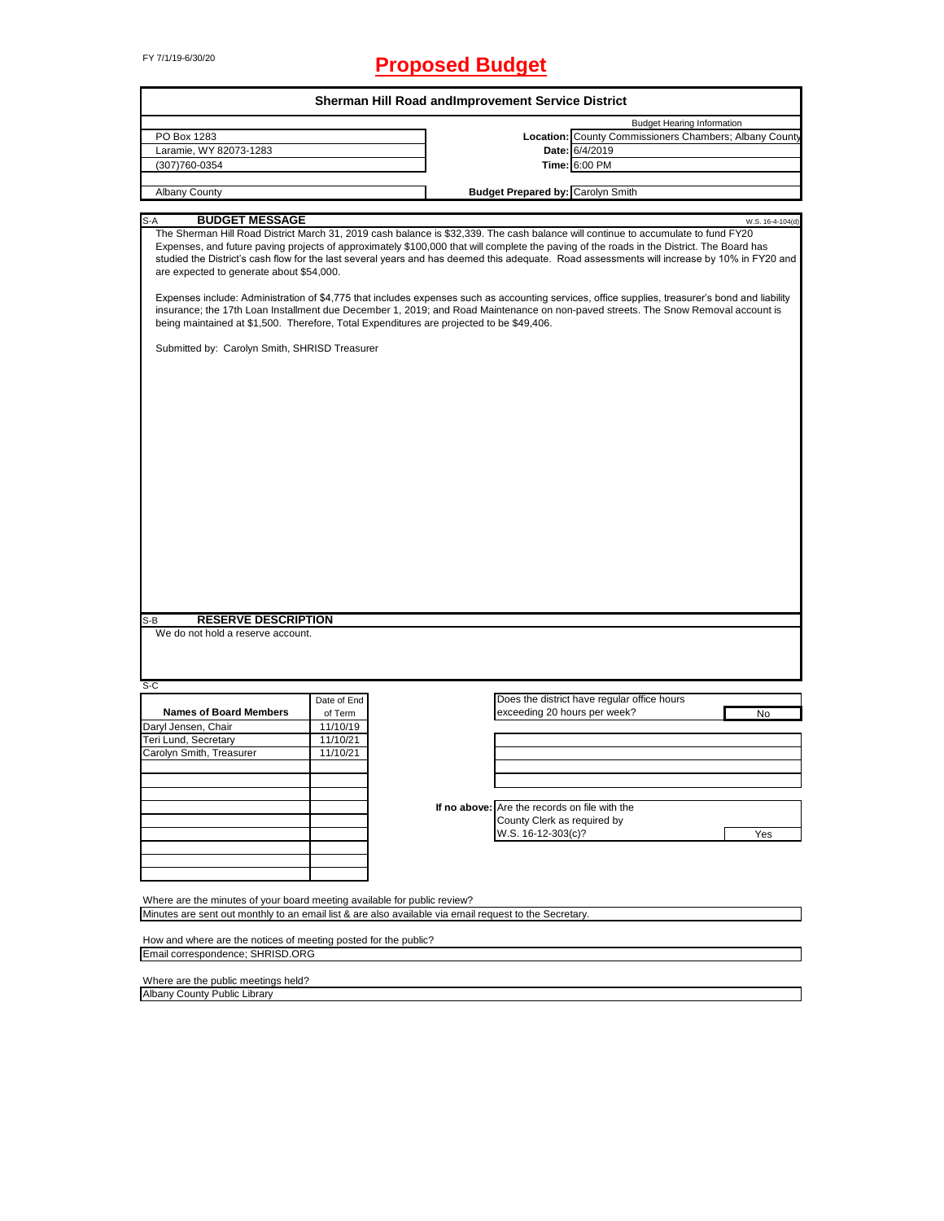FY 7/1/19-6/30/20

# Proposed Budget

## Sherman Hill Road andImprovement Service District

| | | |
|---|---|---|
| PO Box 1283 | | Budget Hearing Information |
| Laramie, WY 82073-1283 | **Location:** | County Commissioners Chambers; Albany County |
| (307)760-0354 | **Date:** | 6/4/2019 |
| | **Time:** | 6:00 PM |
| Albany County | **Budget Prepared by:** | Carolyn Smith |

### S-A BUDGET MESSAGE

W.S. 16-4-104(d)

The Sherman Hill Road District March 31, 2019 cash balance is $32,339. The cash balance will continue to accumulate to fund FY20 Expenses, and future paving projects of approximately $100,000 that will complete the paving of the roads in the District. The Board has studied the District's cash flow for the last several years and has deemed this adequate. Road assessments will increase by 10% in FY20 and are expected to generate about $54,000.

Expenses include: Administration of $4,775 that includes expenses such as accounting services, office supplies, treasurer's bond and liability insurance; the 17th Loan Installment due December 1, 2019; and Road Maintenance on non-paved streets. The Snow Removal account is being maintained at $1,500. Therefore, Total Expenditures are projected to be $49,406.

Submitted by: Carolyn Smith, SHRISD Treasurer

### S-B RESERVE DESCRIPTION

We do not hold a reserve account.

### S-C

| Names of Board Members | Date of End of Term |
|---|---|
| Daryl Jensen, Chair | 11/10/19 |
| Teri Lund, Secretary | 11/10/21 |
| Carolyn Smith, Treasurer | 11/10/21 |

Does the district have regular office hours exceeding 20 hours per week? No

**If no above:** Are the records on file with the County Clerk as required by W.S. 16-12-303(c)? Yes

Where are the minutes of your board meeting available for public review?

Minutes are sent out monthly to an email list & are also available via email request to the Secretary.

How and where are the notices of meeting posted for the public?

Email correspondence; SHRISD.ORG

Where are the public meetings held?

Albany County Public Library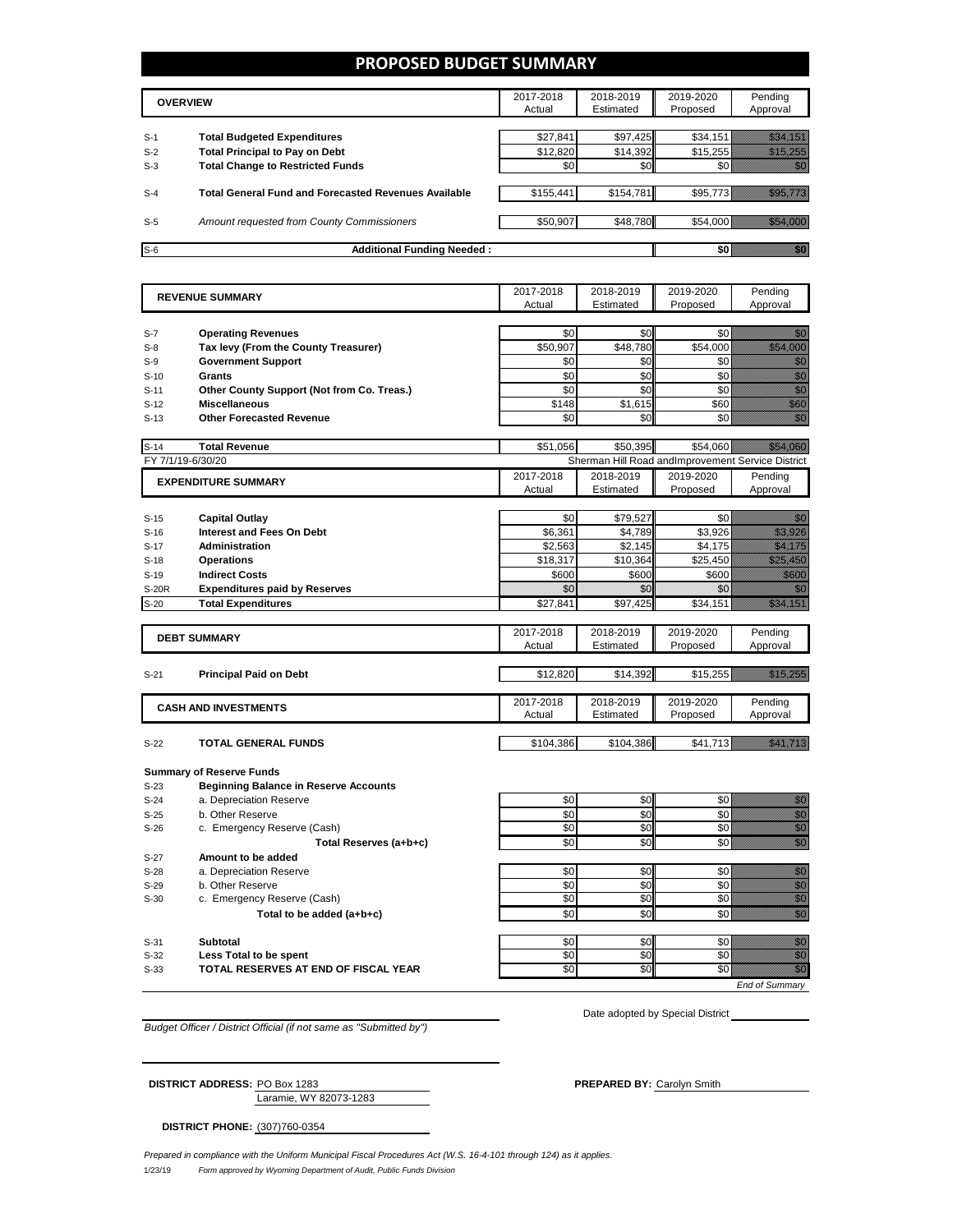# PROPOSED BUDGET SUMMARY

| | OVERVIEW | 2017-2018 Actual | 2018-2019 Estimated | 2019-2020 Proposed | Pending Approval |
|---|---|---|---|---|---|
| S-1 | **Total Budgeted Expenditures** | $27,841 | $97,425 | $34,151 | $34,151 |
| S-2 | **Total Principal to Pay on Debt** | $12,820 | $14,392 | $15,255 | $15,255 |
| S-3 | **Total Change to Restricted Funds** | $0 | $0 | $0 | $0 |
| S-4 | **Total General Fund and Forecasted Revenues Available** | $155,441 | $154,781 | $95,773 | $95,773 |
| S-5 | *Amount requested from County Commissioners* | $50,907 | $48,780 | $54,000 | $54,000 |
| S-6 | **Additional Funding Needed :** | | | $0 | $0 |

| | REVENUE SUMMARY | 2017-2018 Actual | 2018-2019 Estimated | 2019-2020 Proposed | Pending Approval |
|---|---|---|---|---|---|
| S-7 | **Operating Revenues** | $0 | $0 | $0 | $0 |
| S-8 | **Tax levy (From the County Treasurer)** | $50,907 | $48,780 | $54,000 | $54,000 |
| S-9 | **Government Support** | $0 | $0 | $0 | $0 |
| S-10 | **Grants** | $0 | $0 | $0 | $0 |
| S-11 | **Other County Support (Not from Co. Treas.)** | $0 | $0 | $0 | $0 |
| S-12 | **Miscellaneous** | $148 | $1,615 | $60 | $60 |
| S-13 | **Other Forecasted Revenue** | $0 | $0 | $0 | $0 |
| S-14 | **Total Revenue** | $51,056 | $50,395 | $54,060 | $54,060 |

FY 7/1/19-6/30/20 — Sherman Hill Road andImprovement Service District

| | EXPENDITURE SUMMARY | 2017-2018 Actual | 2018-2019 Estimated | 2019-2020 Proposed | Pending Approval |
|---|---|---|---|---|---|
| S-15 | **Capital Outlay** | $0 | $79,527 | $0 | $0 |
| S-16 | **Interest and Fees On Debt** | $6,361 | $4,789 | $3,926 | $3,926 |
| S-17 | **Administration** | $2,563 | $2,145 | $4,175 | $4,175 |
| S-18 | **Operations** | $18,317 | $10,364 | $25,450 | $25,450 |
| S-19 | **Indirect Costs** | $600 | $600 | $600 | $600 |
| S-20R | **Expenditures paid by Reserves** | $0 | $0 | $0 | $0 |
| S-20 | **Total Expenditures** | $27,841 | $97,425 | $34,151 | $34,151 |

| | DEBT SUMMARY | 2017-2018 Actual | 2018-2019 Estimated | 2019-2020 Proposed | Pending Approval |
|---|---|---|---|---|---|
| S-21 | **Principal Paid on Debt** | $12,820 | $14,392 | $15,255 | $15,255 |

| | CASH AND INVESTMENTS | 2017-2018 Actual | 2018-2019 Estimated | 2019-2020 Proposed | Pending Approval |
|---|---|---|---|---|---|
| S-22 | **TOTAL GENERAL FUNDS** | $104,386 | $104,386 | $41,713 | $41,713 |
| | **Summary of Reserve Funds** | | | | |
| S-23 | **Beginning Balance in Reserve Accounts** | | | | |
| S-24 | a. Depreciation Reserve | $0 | $0 | $0 | $0 |
| S-25 | b. Other Reserve | $0 | $0 | $0 | $0 |
| S-26 | c. Emergency Reserve (Cash) | $0 | $0 | $0 | $0 |
| | **Total Reserves (a+b+c)** | $0 | $0 | $0 | $0 |
| S-27 | **Amount to be added** | | | | |
| S-28 | a. Depreciation Reserve | $0 | $0 | $0 | $0 |
| S-29 | b. Other Reserve | $0 | $0 | $0 | $0 |
| S-30 | c. Emergency Reserve (Cash) | $0 | $0 | $0 | $0 |
| | **Total to be added (a+b+c)** | $0 | $0 | $0 | $0 |
| S-31 | **Subtotal** | $0 | $0 | $0 | $0 |
| S-32 | **Less Total to be spent** | $0 | $0 | $0 | $0 |
| S-33 | **TOTAL RESERVES AT END OF FISCAL YEAR** | $0 | $0 | $0 | $0 |

*End of Summary*

Date adopted by Special District

*Budget Officer / District Official (if not same as "Submitted by")*

**DISTRICT ADDRESS:** PO Box 1283
Laramie, WY 82073-1283

**PREPARED BY:** Carolyn Smith

**DISTRICT PHONE:** (307)760-0354

*Prepared in compliance with the Uniform Municipal Fiscal Procedures Act (W.S. 16-4-101 through 124) as it applies.*

1/23/19 *Form approved by Wyoming Department of Audit, Public Funds Division*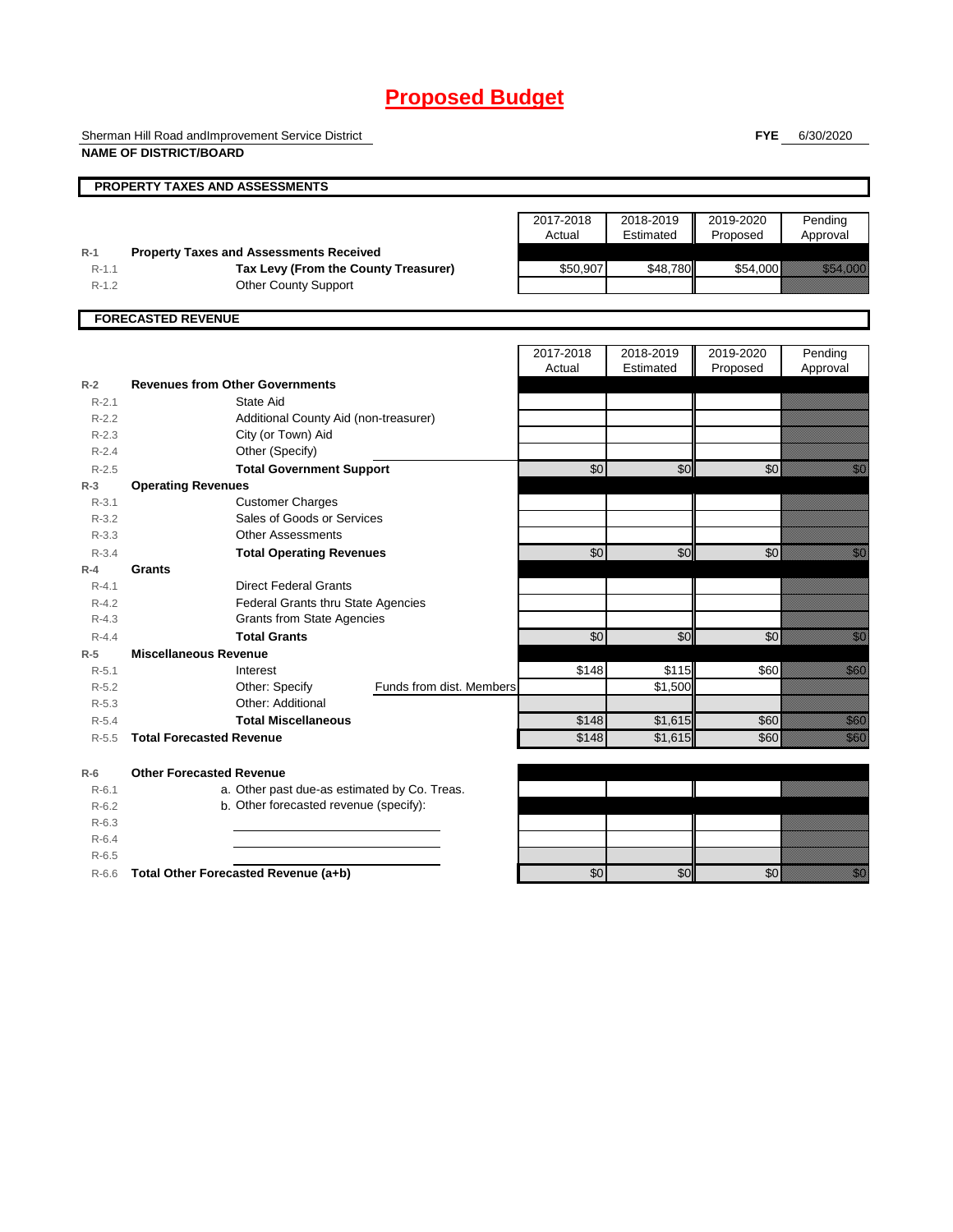# Proposed Budget

Sherman Hill Road andImprovement Service District

**NAME OF DISTRICT/BOARD**

**FYE** 6/30/2020

## PROPERTY TAXES AND ASSESSMENTS

| | | 2017-2018 Actual | 2018-2019 Estimated | 2019-2020 Proposed | Pending Approval |
|---|---|---|---|---|---|
| R-1 | **Property Taxes and Assessments Received** | | | | |
| R-1.1 | **Tax Levy (From the County Treasurer)** | $50,907 | $48,780 | $54,000 | $54,000 |
| R-1.2 | Other County Support | | | | |

## FORECASTED REVENUE

| | | 2017-2018 Actual | 2018-2019 Estimated | 2019-2020 Proposed | Pending Approval |
|---|---|---|---|---|---|
| R-2 | **Revenues from Other Governments** | | | | |
| R-2.1 | State Aid | | | | |
| R-2.2 | Additional County Aid (non-treasurer) | | | | |
| R-2.3 | City (or Town) Aid | | | | |
| R-2.4 | Other (Specify) | | | | |
| R-2.5 | **Total Government Support** | $0 | $0 | $0 | $0 |
| R-3 | **Operating Revenues** | | | | |
| R-3.1 | Customer Charges | | | | |
| R-3.2 | Sales of Goods or Services | | | | |
| R-3.3 | Other Assessments | | | | |
| R-3.4 | **Total Operating Revenues** | $0 | $0 | $0 | $0 |
| R-4 | **Grants** | | | | |
| R-4.1 | Direct Federal Grants | | | | |
| R-4.2 | Federal Grants thru State Agencies | | | | |
| R-4.3 | Grants from State Agencies | | | | |
| R-4.4 | **Total Grants** | $0 | $0 | $0 | $0 |
| R-5 | **Miscellaneous Revenue** | | | | |
| R-5.1 | Interest | $148 | $115 | $60 | $60 |
| R-5.2 | Other: Specify — Funds from dist. Members | | $1,500 | | |
| R-5.3 | Other: Additional | | | | |
| R-5.4 | **Total Miscellaneous** | $148 | $1,615 | $60 | $60 |
| R-5.5 | **Total Forecasted Revenue** | $148 | $1,615 | $60 | $60 |
| R-6 | **Other Forecasted Revenue** | | | | |
| R-6.1 | a. Other past due-as estimated by Co. Treas. | | | | |
| R-6.2 | b. Other forecasted revenue (specify): | | | | |
| R-6.3 | | | | | |
| R-6.4 | | | | | |
| R-6.5 | | | | | |
| R-6.6 | **Total Other Forecasted Revenue (a+b)** | $0 | $0 | $0 | $0 |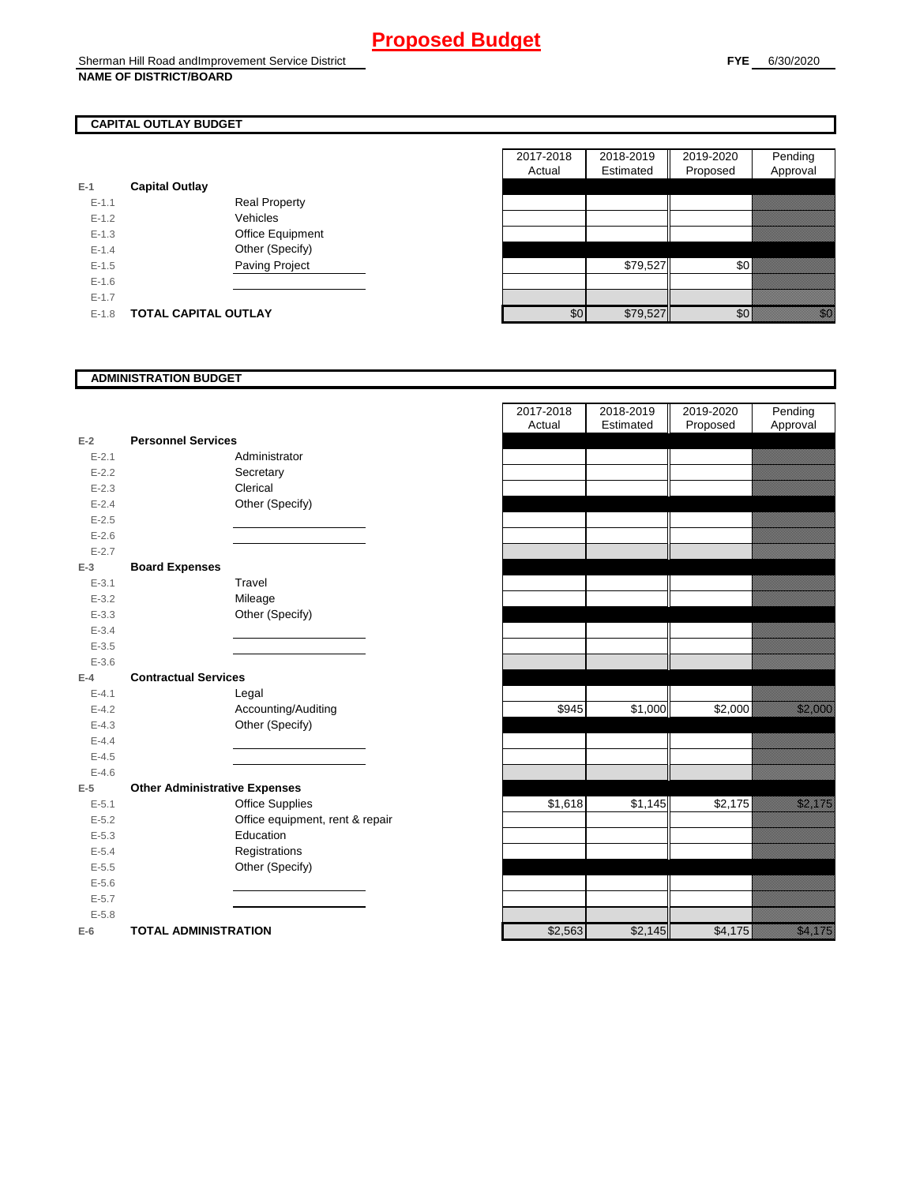# Proposed Budget

Sherman Hill Road andImprovement Service District
**NAME OF DISTRICT/BOARD**

**FYE** 6/30/2020

## CAPITAL OUTLAY BUDGET

| | | | 2017-2018 Actual | 2018-2019 Estimated | 2019-2020 Proposed | Pending Approval |
|---|---|---|---|---|---|---|
| **E-1** | **Capital Outlay** | | | | | |
| E-1.1 | | Real Property | | | | |
| E-1.2 | | Vehicles | | | | |
| E-1.3 | | Office Equipment | | | | |
| E-1.4 | | Other (Specify) | | | | |
| E-1.5 | | Paving Project | | $79,527 | $0 | |
| E-1.6 | | | | | | |
| E-1.7 | | | | | | |
| E-1.8 | **TOTAL CAPITAL OUTLAY** | | $0 | $79,527 | $0 | $0 |

## ADMINISTRATION BUDGET

| | | | 2017-2018 Actual | 2018-2019 Estimated | 2019-2020 Proposed | Pending Approval |
|---|---|---|---|---|---|---|
| **E-2** | **Personnel Services** | | | | | |
| E-2.1 | | Administrator | | | | |
| E-2.2 | | Secretary | | | | |
| E-2.3 | | Clerical | | | | |
| E-2.4 | | Other (Specify) | | | | |
| E-2.5 | | | | | | |
| E-2.6 | | | | | | |
| E-2.7 | | | | | | |
| **E-3** | **Board Expenses** | | | | | |
| E-3.1 | | Travel | | | | |
| E-3.2 | | Mileage | | | | |
| E-3.3 | | Other (Specify) | | | | |
| E-3.4 | | | | | | |
| E-3.5 | | | | | | |
| E-3.6 | | | | | | |
| **E-4** | **Contractual Services** | | | | | |
| E-4.1 | | Legal | | | | |
| E-4.2 | | Accounting/Auditing | $945 | $1,000 | $2,000 | $2,000 |
| E-4.3 | | Other (Specify) | | | | |
| E-4.4 | | | | | | |
| E-4.5 | | | | | | |
| E-4.6 | | | | | | |
| **E-5** | **Other Administrative Expenses** | | | | | |
| E-5.1 | | Office Supplies | $1,618 | $1,145 | $2,175 | $2,175 |
| E-5.2 | | Office equipment, rent & repair | | | | |
| E-5.3 | | Education | | | | |
| E-5.4 | | Registrations | | | | |
| E-5.5 | | Other (Specify) | | | | |
| E-5.6 | | | | | | |
| E-5.7 | | | | | | |
| E-5.8 | | | | | | |
| **E-6** | **TOTAL ADMINISTRATION** | | $2,563 | $2,145 | $4,175 | $4,175 |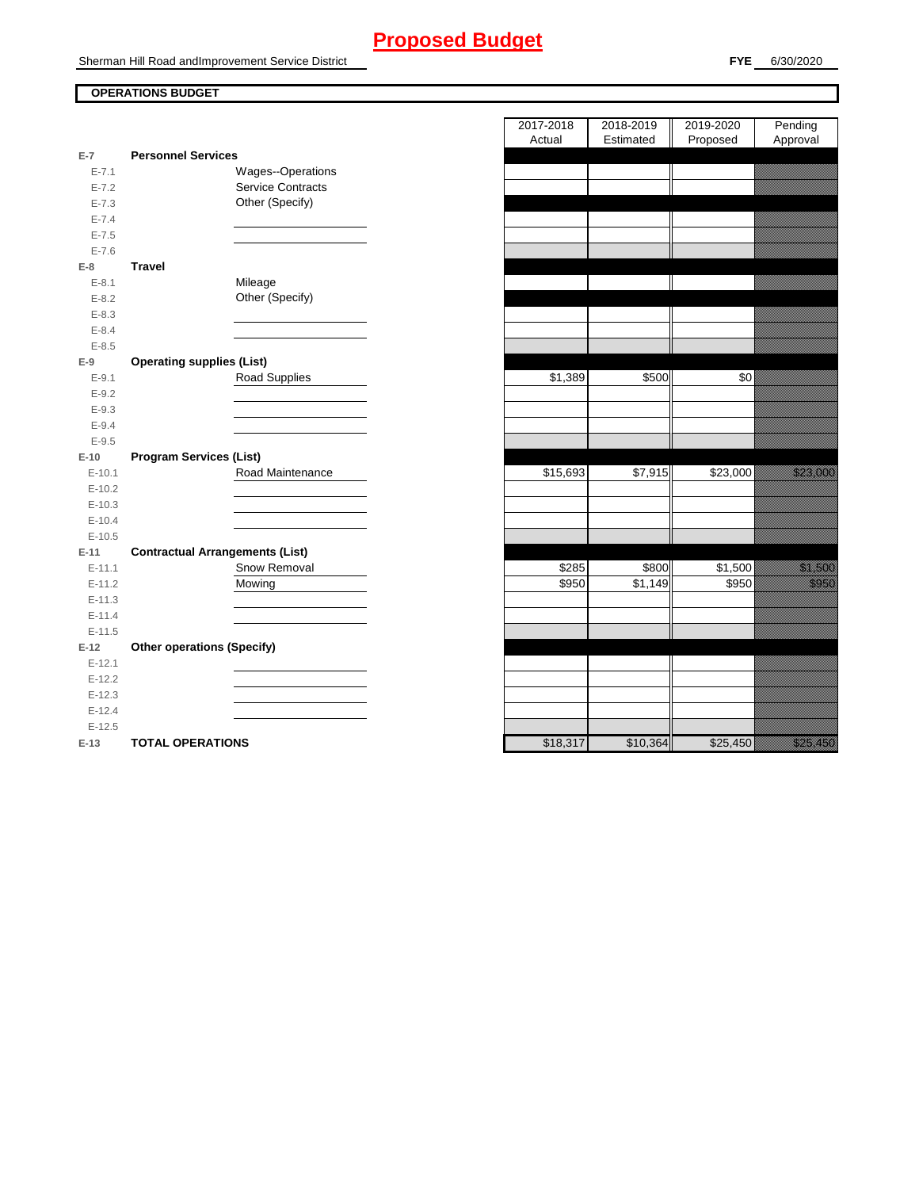# Proposed Budget

Sherman Hill Road andImprovement Service District

**FYE** 6/30/2020

**OPERATIONS BUDGET**

| | | | 2017-2018 Actual | 2018-2019 Estimated | 2019-2020 Proposed | Pending Approval |
|---|---|---|---|---|---|---|
| **E-7** | **Personnel Services** | | | | | |
| E-7.1 | | Wages--Operations | | | | |
| E-7.2 | | Service Contracts | | | | |
| E-7.3 | | Other (Specify) | | | | |
| E-7.4 | | | | | | |
| E-7.5 | | | | | | |
| E-7.6 | | | | | | |
| **E-8** | **Travel** | | | | | |
| E-8.1 | | Mileage | | | | |
| E-8.2 | | Other (Specify) | | | | |
| E-8.3 | | | | | | |
| E-8.4 | | | | | | |
| E-8.5 | | | | | | |
| **E-9** | **Operating supplies (List)** | | | | | |
| E-9.1 | | Road Supplies | $1,389 | $500 | $0 | |
| E-9.2 | | | | | | |
| E-9.3 | | | | | | |
| E-9.4 | | | | | | |
| E-9.5 | | | | | | |
| **E-10** | **Program Services (List)** | | | | | |
| E-10.1 | | Road Maintenance | $15,693 | $7,915 | $23,000 | $23,000 |
| E-10.2 | | | | | | |
| E-10.3 | | | | | | |
| E-10.4 | | | | | | |
| E-10.5 | | | | | | |
| **E-11** | **Contractual Arrangements (List)** | | | | | |
| E-11.1 | | Snow Removal | $285 | $800 | $1,500 | $1,500 |
| E-11.2 | | Mowing | $950 | $1,149 | $950 | $950 |
| E-11.3 | | | | | | |
| E-11.4 | | | | | | |
| E-11.5 | | | | | | |
| **E-12** | **Other operations (Specify)** | | | | | |
| E-12.1 | | | | | | |
| E-12.2 | | | | | | |
| E-12.3 | | | | | | |
| E-12.4 | | | | | | |
| E-12.5 | | | | | | |
| **E-13** | **TOTAL OPERATIONS** | | $18,317 | $10,364 | $25,450 | $25,450 |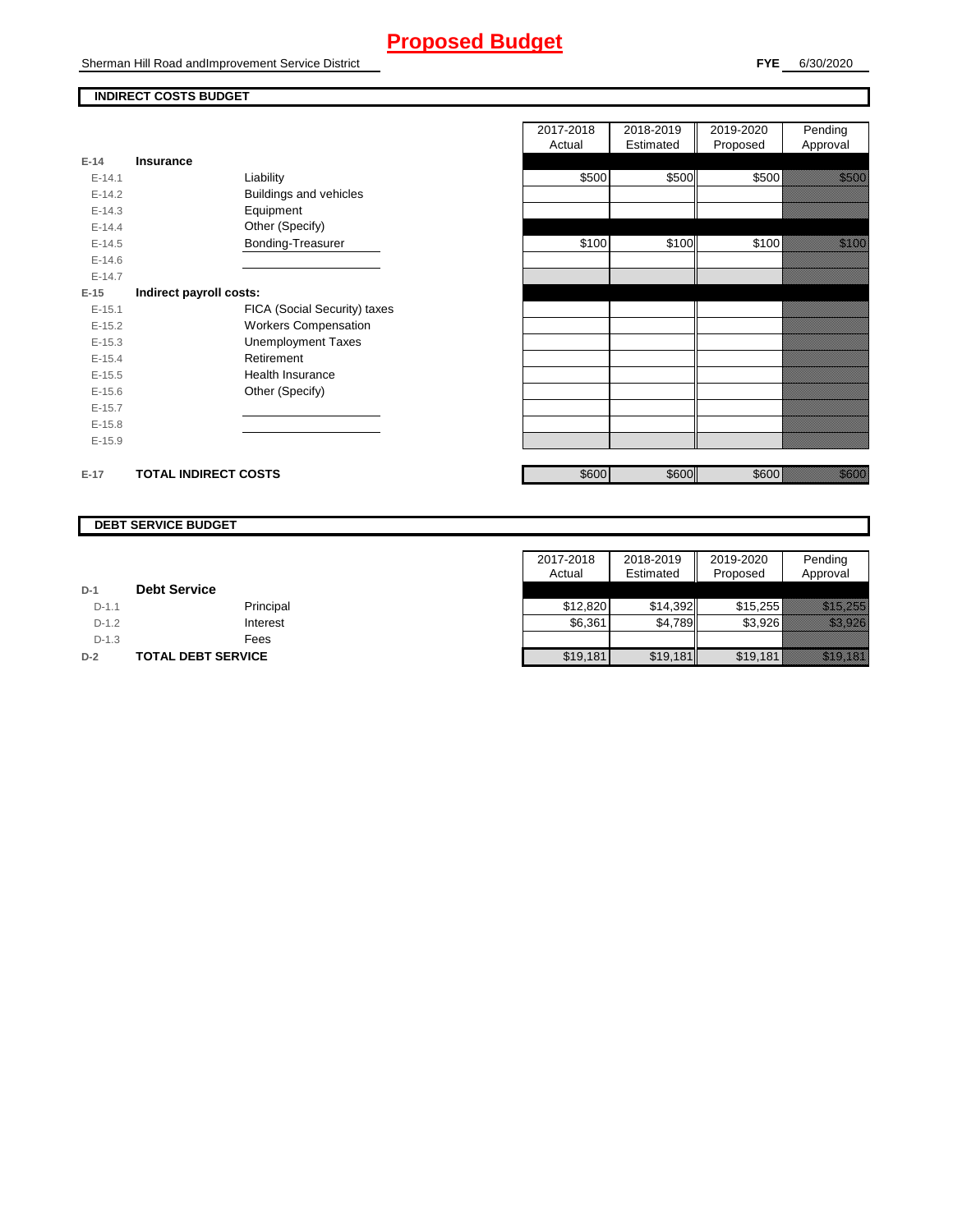# Proposed Budget

Sherman Hill Road andImprovement Service District

**FYE** 6/30/2020

## INDIRECT COSTS BUDGET

| | | | 2017-2018 Actual | 2018-2019 Estimated | 2019-2020 Proposed | Pending Approval |
|---|---|---|---|---|---|---|
| **E-14** | **Insurance** | | | | | |
| E-14.1 | | Liability | $500 | $500 | $500 | $500 |
| E-14.2 | | Buildings and vehicles | | | | |
| E-14.3 | | Equipment | | | | |
| E-14.4 | | Other (Specify) | | | | |
| E-14.5 | | Bonding-Treasurer | $100 | $100 | $100 | $100 |
| E-14.6 | | | | | | |
| E-14.7 | | | | | | |
| **E-15** | **Indirect payroll costs:** | | | | | |
| E-15.1 | | FICA (Social Security) taxes | | | | |
| E-15.2 | | Workers Compensation | | | | |
| E-15.3 | | Unemployment Taxes | | | | |
| E-15.4 | | Retirement | | | | |
| E-15.5 | | Health Insurance | | | | |
| E-15.6 | | Other (Specify) | | | | |
| E-15.7 | | | | | | |
| E-15.8 | | | | | | |
| E-15.9 | | | | | | |
| **E-17** | **TOTAL INDIRECT COSTS** | | $600 | $600 | $600 | $600 |

## DEBT SERVICE BUDGET

| | | | 2017-2018 Actual | 2018-2019 Estimated | 2019-2020 Proposed | Pending Approval |
|---|---|---|---|---|---|---|
| **D-1** | **Debt Service** | | | | | |
| D-1.1 | | Principal | $12,820 | $14,392 | $15,255 | $15,255 |
| D-1.2 | | Interest | $6,361 | $4,789 | $3,926 | $3,926 |
| D-1.3 | | Fees | | | | |
| **D-2** | **TOTAL DEBT SERVICE** | | $19,181 | $19,181 | $19,181 | $19,181 |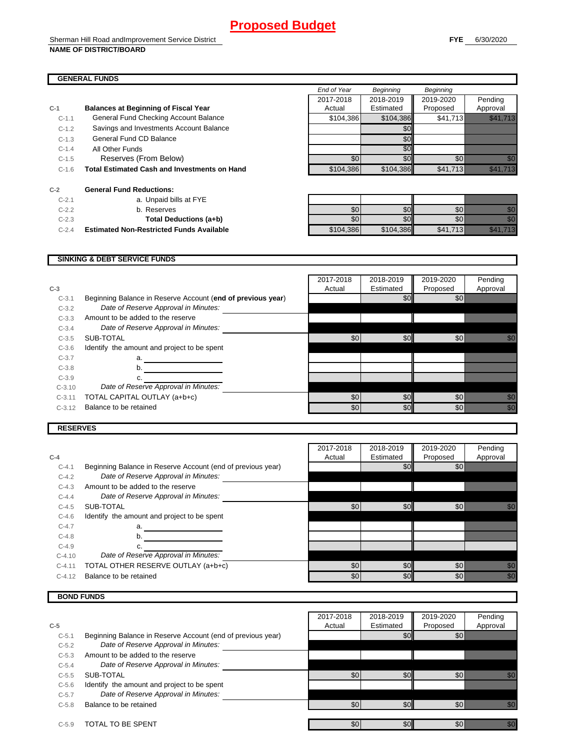# Proposed Budget

Sherman Hill Road andImprovement Service District

**NAME OF DISTRICT/BOARD**

**FYE** 6/30/2020

## GENERAL FUNDS

| | | End of Year 2017-2018 Actual | Beginning 2018-2019 Estimated | Beginning 2019-2020 Proposed | Pending Approval |
|---|---|---|---|---|---|
| **C-1** | **Balances at Beginning of Fiscal Year** | | | | |
| C-1.1 | General Fund Checking Account Balance | $104,386 | $104,386 | $41,713 | $41,713 |
| C-1.2 | Savings and Investments Account Balance | | $0 | | |
| C-1.3 | General Fund CD Balance | | $0 | | |
| C-1.4 | All Other Funds | | $0 | | |
| C-1.5 | Reserves (From Below) | $0 | $0 | $0 | $0 |
| C-1.6 | **Total Estimated Cash and Investments on Hand** | $104,386 | $104,386 | $41,713 | $41,713 |
| **C-2** | **General Fund Reductions:** | | | | |
| C-2.1 | a. Unpaid bills at FYE | | | | |
| C-2.2 | b. Reserves | $0 | $0 | $0 | $0 |
| C-2.3 | **Total Deductions (a+b)** | $0 | $0 | $0 | $0 |
| C-2.4 | **Estimated Non-Restricted Funds Available** | $104,386 | $104,386 | $41,713 | $41,713 |

## SINKING & DEBT SERVICE FUNDS

| **C-3** | | 2017-2018 Actual | 2018-2019 Estimated | 2019-2020 Proposed | Pending Approval |
|---|---|---|---|---|---|
| C-3.1 | Beginning Balance in Reserve Account (**end of previous year**) | | $0 | $0 | |
| C-3.2 | *Date of Reserve Approval in Minutes:* | | | | |
| C-3.3 | Amount to be added to the reserve | | | | |
| C-3.4 | *Date of Reserve Approval in Minutes:* | | | | |
| C-3.5 | SUB-TOTAL | $0 | $0 | $0 | $0 |
| C-3.6 | Identify the amount and project to be spent | | | | |
| C-3.7 | a. | | | | |
| C-3.8 | b. | | | | |
| C-3.9 | c. | | | | |
| C-3.10 | *Date of Reserve Approval in Minutes:* | | | | |
| C-3.11 | TOTAL CAPITAL OUTLAY (a+b+c) | $0 | $0 | $0 | $0 |
| C-3.12 | Balance to be retained | $0 | $0 | $0 | $0 |

## RESERVES

| **C-4** | | 2017-2018 Actual | 2018-2019 Estimated | 2019-2020 Proposed | Pending Approval |
|---|---|---|---|---|---|
| C-4.1 | Beginning Balance in Reserve Account (end of previous year) | | $0 | $0 | |
| C-4.2 | *Date of Reserve Approval in Minutes:* | | | | |
| C-4.3 | Amount to be added to the reserve | | | | |
| C-4.4 | *Date of Reserve Approval in Minutes:* | | | | |
| C-4.5 | SUB-TOTAL | $0 | $0 | $0 | $0 |
| C-4.6 | Identify the amount and project to be spent | | | | |
| C-4.7 | a. | | | | |
| C-4.8 | b. | | | | |
| C-4.9 | c. | | | | |
| C-4.10 | *Date of Reserve Approval in Minutes:* | | | | |
| C-4.11 | TOTAL OTHER RESERVE OUTLAY (a+b+c) | $0 | $0 | $0 | $0 |
| C-4.12 | Balance to be retained | $0 | $0 | $0 | $0 |

## BOND FUNDS

| **C-5** | | 2017-2018 Actual | 2018-2019 Estimated | 2019-2020 Proposed | Pending Approval |
|---|---|---|---|---|---|
| C-5.1 | Beginning Balance in Reserve Account (end of previous year) | | $0 | $0 | |
| C-5.2 | *Date of Reserve Approval in Minutes:* | | | | |
| C-5.3 | Amount to be added to the reserve | | | | |
| C-5.4 | *Date of Reserve Approval in Minutes:* | | | | |
| C-5.5 | SUB-TOTAL | $0 | $0 | $0 | $0 |
| C-5.6 | Identify the amount and project to be spent | | | | |
| C-5.7 | *Date of Reserve Approval in Minutes:* | | | | |
| C-5.8 | Balance to be retained | $0 | $0 | $0 | $0 |
| C-5.9 | TOTAL TO BE SPENT | $0 | $0 | $0 | $0 |